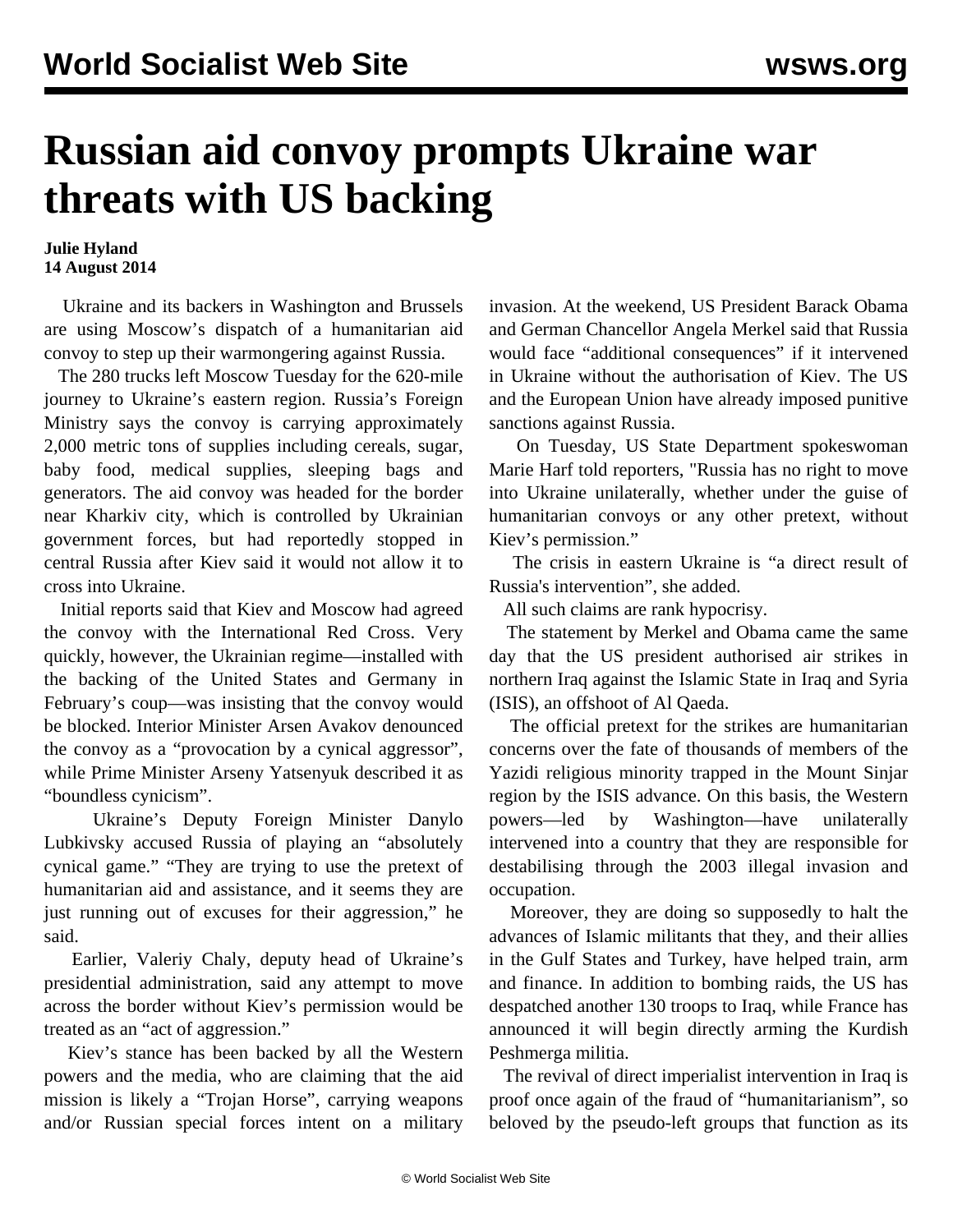# Russian aid convoy prompts Ukraine war threats with US backing

**Julie Hyland**
**14 August 2014**

Ukraine and its backers in Washington and Brussels are using Moscow's dispatch of a humanitarian aid convoy to step up their warmongering against Russia.

The 280 trucks left Moscow Tuesday for the 620-mile journey to Ukraine's eastern region. Russia's Foreign Ministry says the convoy is carrying approximately 2,000 metric tons of supplies including cereals, sugar, baby food, medical supplies, sleeping bags and generators. The aid convoy was headed for the border near Kharkiv city, which is controlled by Ukrainian government forces, but had reportedly stopped in central Russia after Kiev said it would not allow it to cross into Ukraine.

Initial reports said that Kiev and Moscow had agreed the convoy with the International Red Cross. Very quickly, however, the Ukrainian regime—installed with the backing of the United States and Germany in February's coup—was insisting that the convoy would be blocked. Interior Minister Arsen Avakov denounced the convoy as a "provocation by a cynical aggressor", while Prime Minister Arseny Yatsenyuk described it as "boundless cynicism".

Ukraine's Deputy Foreign Minister Danylo Lubkivsky accused Russia of playing an "absolutely cynical game." "They are trying to use the pretext of humanitarian aid and assistance, and it seems they are just running out of excuses for their aggression," he said.

Earlier, Valeriy Chaly, deputy head of Ukraine's presidential administration, said any attempt to move across the border without Kiev's permission would be treated as an "act of aggression."

Kiev's stance has been backed by all the Western powers and the media, who are claiming that the aid mission is likely a "Trojan Horse", carrying weapons and/or Russian special forces intent on a military invasion. At the weekend, US President Barack Obama and German Chancellor Angela Merkel said that Russia would face "additional consequences" if it intervened in Ukraine without the authorisation of Kiev. The US and the European Union have already imposed punitive sanctions against Russia.

On Tuesday, US State Department spokeswoman Marie Harf told reporters, "Russia has no right to move into Ukraine unilaterally, whether under the guise of humanitarian convoys or any other pretext, without Kiev's permission."

The crisis in eastern Ukraine is "a direct result of Russia's intervention", she added.

All such claims are rank hypocrisy.

The statement by Merkel and Obama came the same day that the US president authorised air strikes in northern Iraq against the Islamic State in Iraq and Syria (ISIS), an offshoot of Al Qaeda.

The official pretext for the strikes are humanitarian concerns over the fate of thousands of members of the Yazidi religious minority trapped in the Mount Sinjar region by the ISIS advance. On this basis, the Western powers—led by Washington—have unilaterally intervened into a country that they are responsible for destabilising through the 2003 illegal invasion and occupation.

Moreover, they are doing so supposedly to halt the advances of Islamic militants that they, and their allies in the Gulf States and Turkey, have helped train, arm and finance. In addition to bombing raids, the US has despatched another 130 troops to Iraq, while France has announced it will begin directly arming the Kurdish Peshmerga militia.

The revival of direct imperialist intervention in Iraq is proof once again of the fraud of "humanitarianism", so beloved by the pseudo-left groups that function as its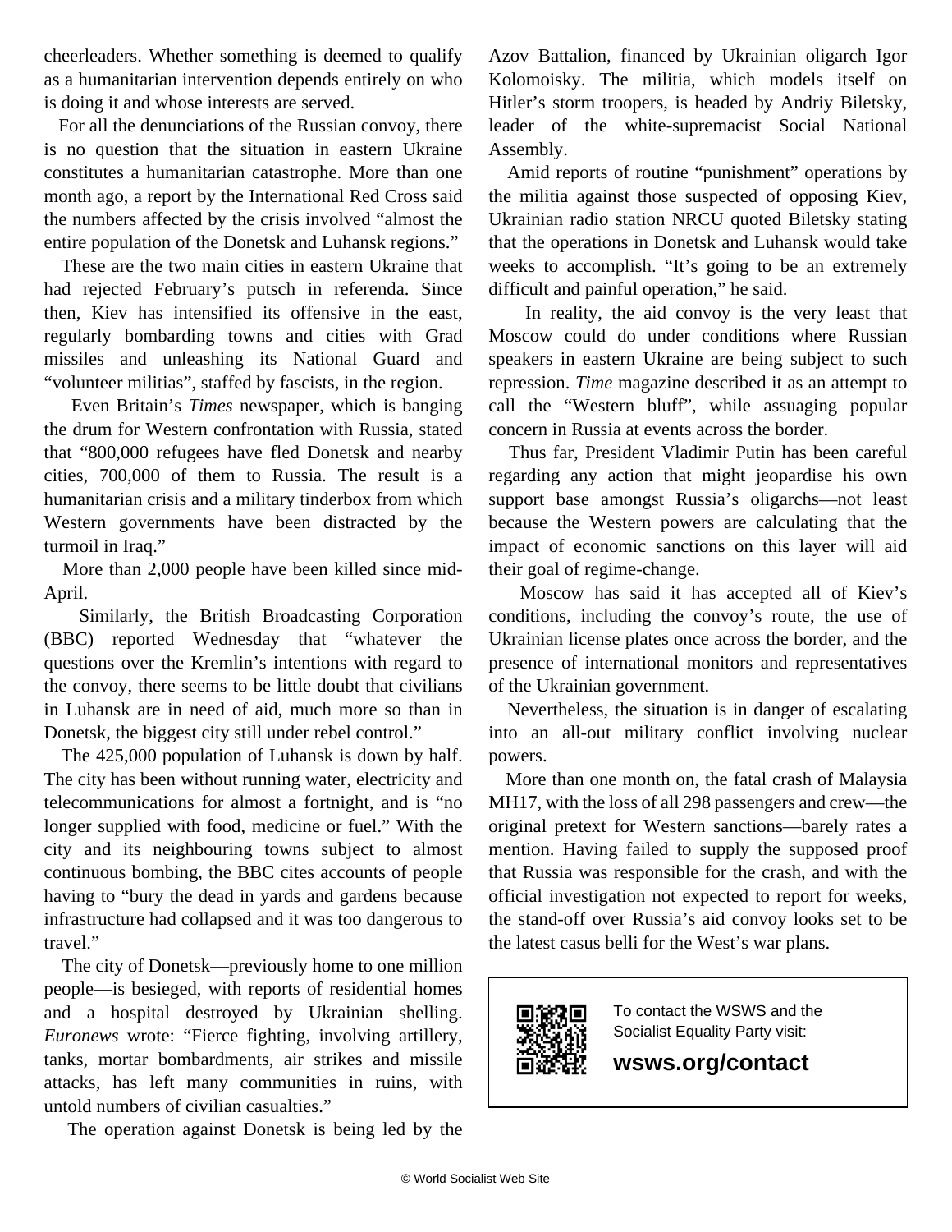cheerleaders. Whether something is deemed to qualify as a humanitarian intervention depends entirely on who is doing it and whose interests are served.

For all the denunciations of the Russian convoy, there is no question that the situation in eastern Ukraine constitutes a humanitarian catastrophe. More than one month ago, a report by the International Red Cross said the numbers affected by the crisis involved "almost the entire population of the Donetsk and Luhansk regions."

These are the two main cities in eastern Ukraine that had rejected February's putsch in referenda. Since then, Kiev has intensified its offensive in the east, regularly bombarding towns and cities with Grad missiles and unleashing its National Guard and "volunteer militias", staffed by fascists, in the region.

Even Britain's *Times* newspaper, which is banging the drum for Western confrontation with Russia, stated that "800,000 refugees have fled Donetsk and nearby cities, 700,000 of them to Russia. The result is a humanitarian crisis and a military tinderbox from which Western governments have been distracted by the turmoil in Iraq."

More than 2,000 people have been killed since mid-April.

Similarly, the British Broadcasting Corporation (BBC) reported Wednesday that "whatever the questions over the Kremlin's intentions with regard to the convoy, there seems to be little doubt that civilians in Luhansk are in need of aid, much more so than in Donetsk, the biggest city still under rebel control."

The 425,000 population of Luhansk is down by half. The city has been without running water, electricity and telecommunications for almost a fortnight, and is "no longer supplied with food, medicine or fuel." With the city and its neighbouring towns subject to almost continuous bombing, the BBC cites accounts of people having to "bury the dead in yards and gardens because infrastructure had collapsed and it was too dangerous to travel."

The city of Donetsk—previously home to one million people—is besieged, with reports of residential homes and a hospital destroyed by Ukrainian shelling. *Euronews* wrote: "Fierce fighting, involving artillery, tanks, mortar bombardments, air strikes and missile attacks, has left many communities in ruins, with untold numbers of civilian casualties."

The operation against Donetsk is being led by the Azov Battalion, financed by Ukrainian oligarch Igor Kolomoisky. The militia, which models itself on Hitler's storm troopers, is headed by Andriy Biletsky, leader of the white-supremacist Social National Assembly.

Amid reports of routine "punishment" operations by the militia against those suspected of opposing Kiev, Ukrainian radio station NRCU quoted Biletsky stating that the operations in Donetsk and Luhansk would take weeks to accomplish. "It's going to be an extremely difficult and painful operation," he said.

In reality, the aid convoy is the very least that Moscow could do under conditions where Russian speakers in eastern Ukraine are being subject to such repression. *Time* magazine described it as an attempt to call the "Western bluff", while assuaging popular concern in Russia at events across the border.

Thus far, President Vladimir Putin has been careful regarding any action that might jeopardise his own support base amongst Russia's oligarchs—not least because the Western powers are calculating that the impact of economic sanctions on this layer will aid their goal of regime-change.

Moscow has said it has accepted all of Kiev's conditions, including the convoy's route, the use of Ukrainian license plates once across the border, and the presence of international monitors and representatives of the Ukrainian government.

Nevertheless, the situation is in danger of escalating into an all-out military conflict involving nuclear powers.

More than one month on, the fatal crash of Malaysia MH17, with the loss of all 298 passengers and crew—the original pretext for Western sanctions—barely rates a mention. Having failed to supply the supposed proof that Russia was responsible for the crash, and with the official investigation not expected to report for weeks, the stand-off over Russia's aid convoy looks set to be the latest casus belli for the West's war plans.

To contact the WSWS and the Socialist Equality Party visit:

**wsws.org/contact**